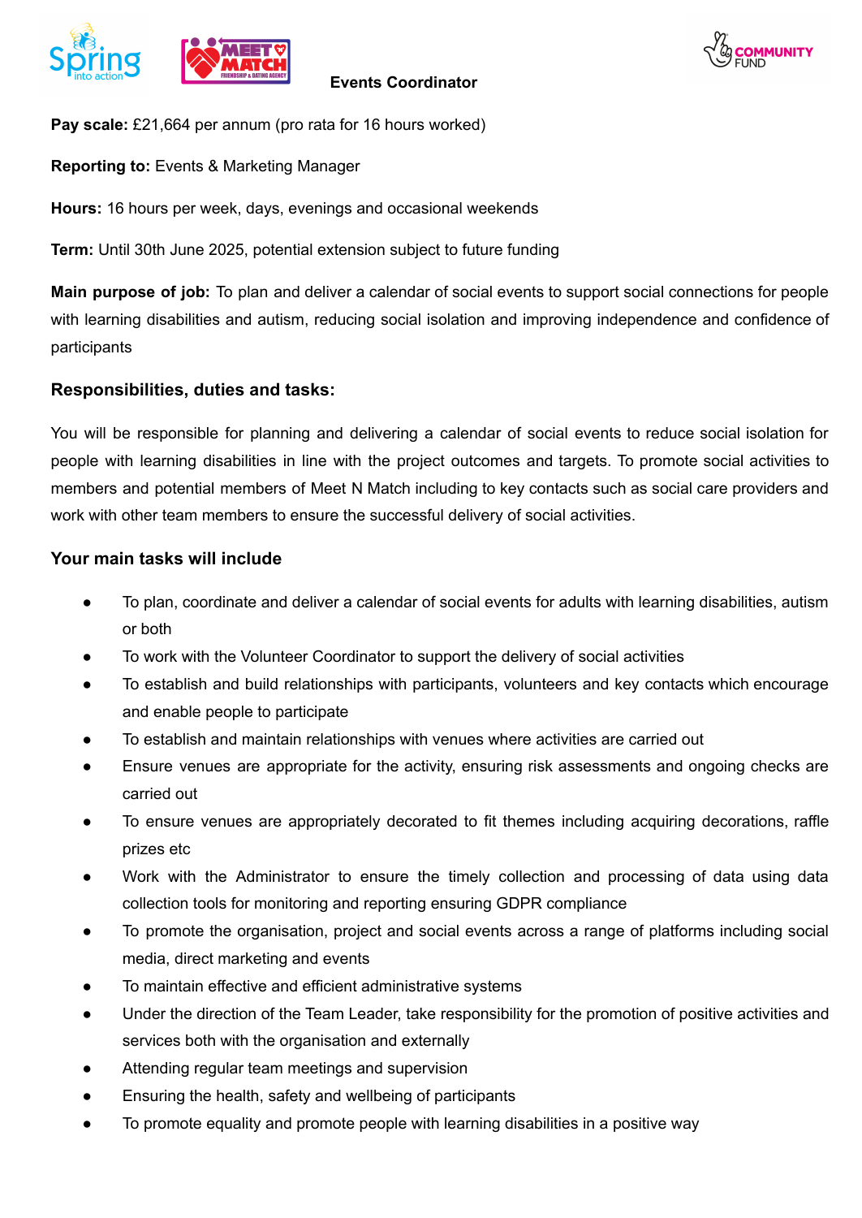# Events Coordinator

**Pay scale:** £21,664 per annum (pro rata for 16 hours worked)

**Reporting to:** Events & Marketing Manager

**Hours:** 16 hours per week, days, evenings and occasional weekends

**Term:** Until 30th June 2025, potential extension subject to future funding

**Main purpose of job:** To plan and deliver a calendar of social events to support social connections for people with learning disabilities and autism, reducing social isolation and improving independence and confidence of participants

## Responsibilities, duties and tasks:

You will be responsible for planning and delivering a calendar of social events to reduce social isolation for people with learning disabilities in line with the project outcomes and targets. To promote social activities to members and potential members of Meet N Match including to key contacts such as social care providers and work with other team members to ensure the successful delivery of social activities.

## Your main tasks will include

- To plan, coordinate and deliver a calendar of social events for adults with learning disabilities, autism or both
- To work with the Volunteer Coordinator to support the delivery of social activities
- To establish and build relationships with participants, volunteers and key contacts which encourage and enable people to participate
- To establish and maintain relationships with venues where activities are carried out
- Ensure venues are appropriate for the activity, ensuring risk assessments and ongoing checks are carried out
- To ensure venues are appropriately decorated to fit themes including acquiring decorations, raffle prizes etc
- Work with the Administrator to ensure the timely collection and processing of data using data collection tools for monitoring and reporting ensuring GDPR compliance
- To promote the organisation, project and social events across a range of platforms including social media, direct marketing and events
- To maintain effective and efficient administrative systems
- Under the direction of the Team Leader, take responsibility for the promotion of positive activities and services both with the organisation and externally
- Attending regular team meetings and supervision
- Ensuring the health, safety and wellbeing of participants
- To promote equality and promote people with learning disabilities in a positive way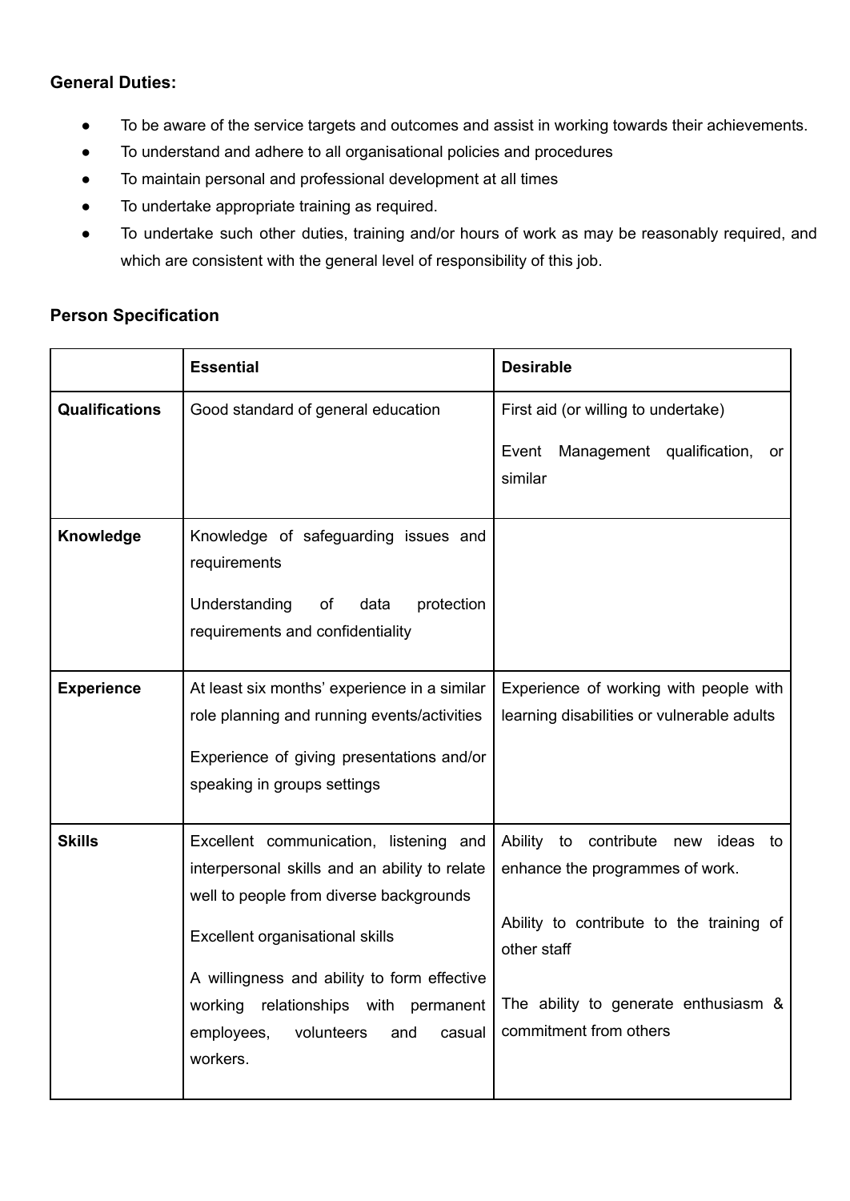**General Duties:**

- To be aware of the service targets and outcomes and assist in working towards their achievements.
- To understand and adhere to all organisational policies and procedures
- To maintain personal and professional development at all times
- To undertake appropriate training as required.
- To undertake such other duties, training and/or hours of work as may be reasonably required, and which are consistent with the general level of responsibility of this job.

**Person Specification**

| | **Essential** | **Desirable** |
|---|---|---|
| **Qualifications** | Good standard of general education | First aid (or willing to undertake)<br><br>Event Management qualification, or similar |
| **Knowledge** | Knowledge of safeguarding issues and requirements<br><br>Understanding of data protection requirements and confidentiality | |
| **Experience** | At least six months' experience in a similar role planning and running events/activities<br><br>Experience of giving presentations and/or speaking in groups settings | Experience of working with people with learning disabilities or vulnerable adults |
| **Skills** | Excellent communication, listening and interpersonal skills and an ability to relate well to people from diverse backgrounds<br><br>Excellent organisational skills<br><br>A willingness and ability to form effective working relationships with permanent employees, volunteers and casual workers. | Ability to contribute new ideas to enhance the programmes of work.<br><br>Ability to contribute to the training of other staff<br><br>The ability to generate enthusiasm & commitment from others |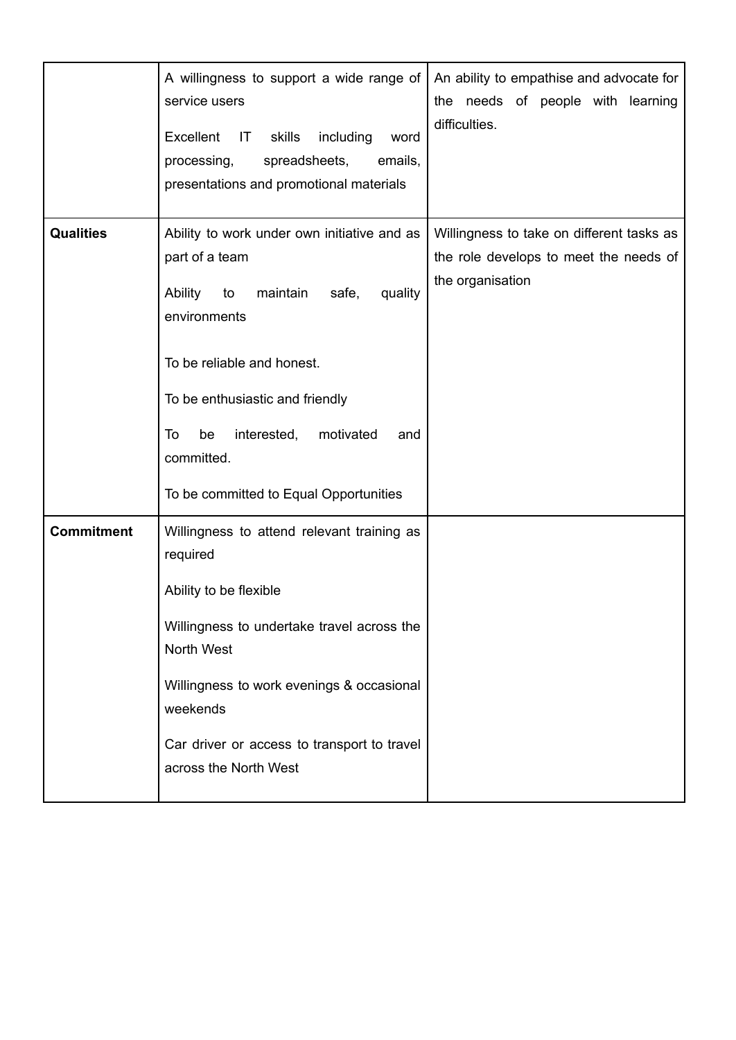| | | |
|---|---|---|
| | A willingness to support a wide range of service users<br><br>Excellent IT skills including word processing, spreadsheets, emails, presentations and promotional materials | An ability to empathise and advocate for the needs of people with learning difficulties. |
| **Qualities** | Ability to work under own initiative and as part of a team<br><br>Ability to maintain safe, quality environments<br><br>To be reliable and honest.<br><br>To be enthusiastic and friendly<br><br>To be interested, motivated and committed.<br><br>To be committed to Equal Opportunities | Willingness to take on different tasks as the role develops to meet the needs of the organisation |
| **Commitment** | Willingness to attend relevant training as required<br><br>Ability to be flexible<br><br>Willingness to undertake travel across the North West<br><br>Willingness to work evenings & occasional weekends<br><br>Car driver or access to transport to travel across the North West | |